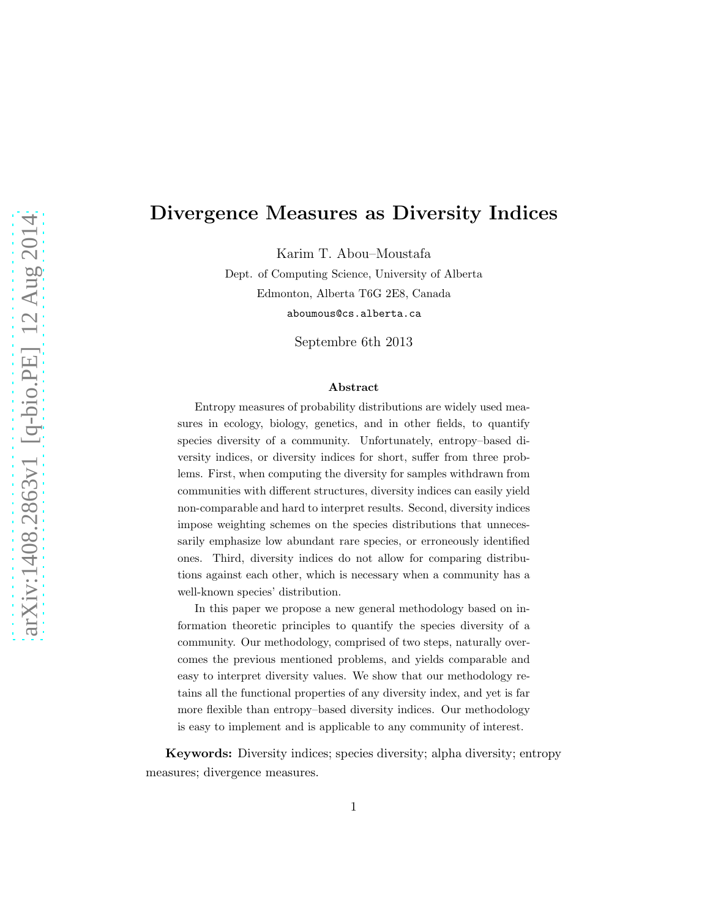# Divergence Measures as Diversity Indices

Karim T. Abou–Moustafa

Dept. of Computing Science, University of Alberta

Edmonton, Alberta T6G 2E8, Canada

aboumous@cs.alberta.ca

Septembre 6th 2013

## Abstract

Entropy measures of probability distributions are widely used measures in ecology, biology, genetics, and in other fields, to quantify species diversity of a community. Unfortunately, entropy–based diversity indices, or diversity indices for short, suffer from three problems. First, when computing the diversity for samples withdrawn from communities with different structures, diversity indices can easily yield non-comparable and hard to interpret results. Second, diversity indices impose weighting schemes on the species distributions that unnecessarily emphasize low abundant rare species, or erroneously identified ones. Third, diversity indices do not allow for comparing distributions against each other, which is necessary when a community has a well-known species' distribution.

In this paper we propose a new general methodology based on information theoretic principles to quantify the species diversity of a community. Our methodology, comprised of two steps, naturally overcomes the previous mentioned problems, and yields comparable and easy to interpret diversity values. We show that our methodology retains all the functional properties of any diversity index, and yet is far more flexible than entropy–based diversity indices. Our methodology is easy to implement and is applicable to any community of interest.

**Keywords:** Diversity indices; species diversity; alpha diversity; entropy measures; divergence measures.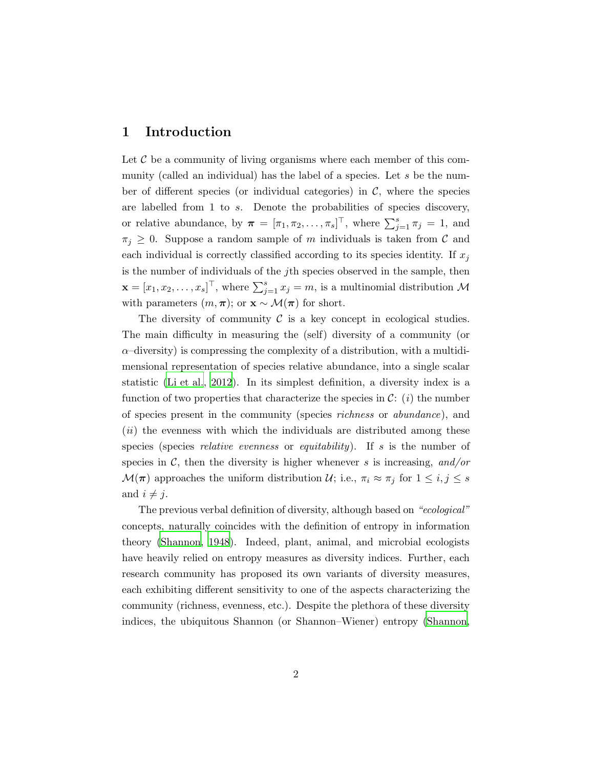# 1 Introduction

Let $\mathcal{C}$ be a community of living organisms where each member of this community (called an individual) has the label of a species. Let $s$ be the number of different species (or individual categories) in $\mathcal{C}$, where the species are labelled from 1 to $s$. Denote the probabilities of species discovery, or relative abundance, by $\boldsymbol{\pi} = [\pi_1, \pi_2, \ldots, \pi_s]^\top$, where $\sum_{j=1}^{s} \pi_j = 1$, and $\pi_j \geq 0$. Suppose a random sample of $m$ individuals is taken from $\mathcal{C}$ and each individual is correctly classified according to its species identity. If $x_j$ is the number of individuals of the $j$th species observed in the sample, then $\mathbf{x} = [x_1, x_2, \ldots, x_s]^\top$, where $\sum_{j=1}^{s} x_j = m$, is a multinomial distribution $\mathcal{M}$ with parameters $(m, \boldsymbol{\pi})$; or $\mathbf{x} \sim \mathcal{M}(\boldsymbol{\pi})$ for short.

The diversity of community $\mathcal{C}$ is a key concept in ecological studies. The main difficulty in measuring the (self) diversity of a community (or $\alpha$–diversity) is compressing the complexity of a distribution, with a multidimensional representation of species relative abundance, into a single scalar statistic (Li et al., 2012). In its simplest definition, a diversity index is a function of two properties that characterize the species in $\mathcal{C}$: ($i$) the number of species present in the community (species *richness* or *abundance*), and ($ii$) the evenness with which the individuals are distributed among these species (species *relative evenness* or *equitability*). If $s$ is the number of species in $\mathcal{C}$, then the diversity is higher whenever $s$ is increasing, *and/or* $\mathcal{M}(\boldsymbol{\pi})$ approaches the uniform distribution $\mathcal{U}$; i.e., $\pi_i \approx \pi_j$ for $1 \leq i, j \leq s$ and $i \neq j$.

The previous verbal definition of diversity, although based on *"ecological"* concepts, naturally coincides with the definition of entropy in information theory (Shannon, 1948). Indeed, plant, animal, and microbial ecologists have heavily relied on entropy measures as diversity indices. Further, each research community has proposed its own variants of diversity measures, each exhibiting different sensitivity to one of the aspects characterizing the community (richness, evenness, etc.). Despite the plethora of these diversity indices, the ubiquitous Shannon (or Shannon–Wiener) entropy (Shannon,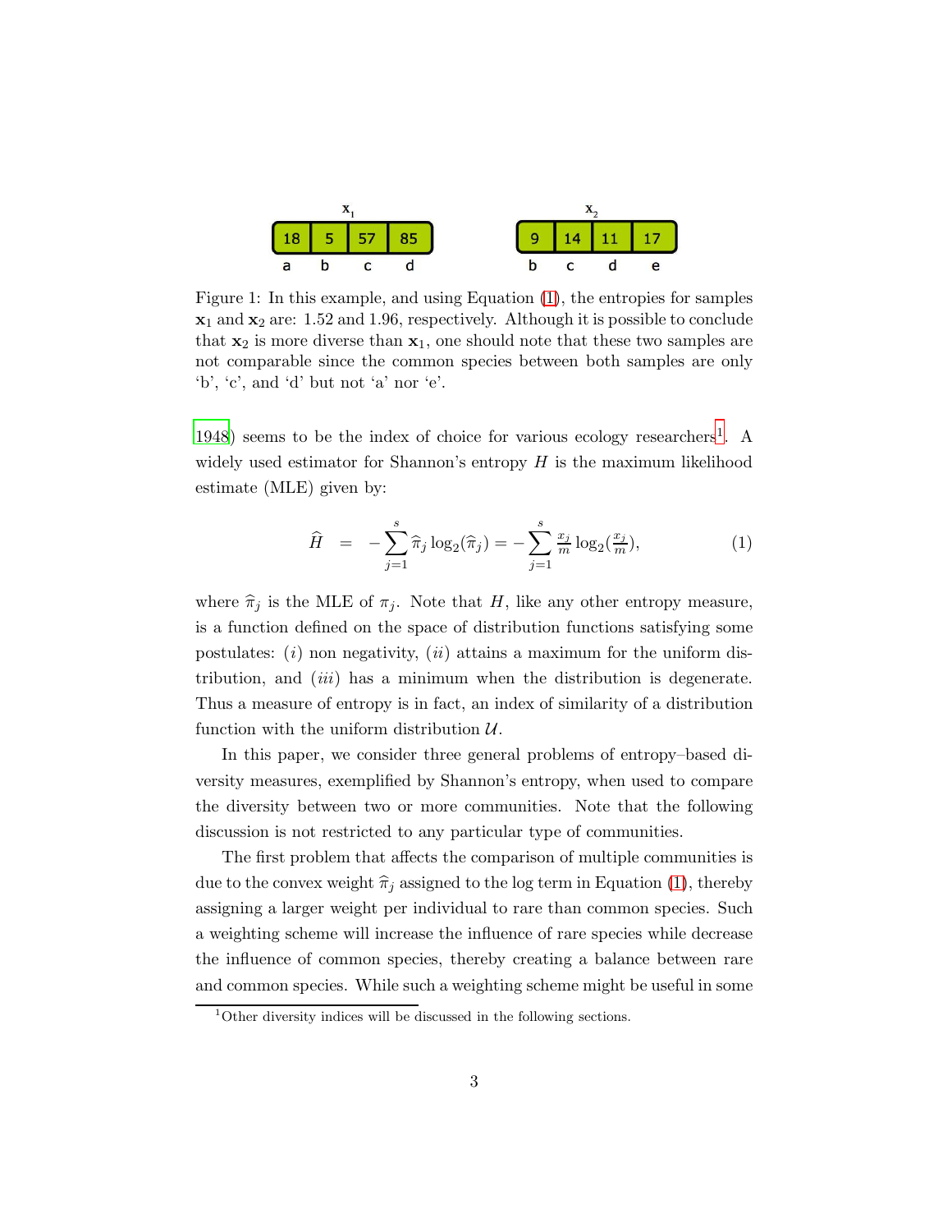| **x**$_1$ | | | |
|---|---|---|---|
| 18 | 5 | 57 | 85 |
| a | b | c | d |

| **x**$_2$ | | | |
|---|---|---|---|
| 9 | 14 | 11 | 17 |
| b | c | d | e |

Figure 1: In this example, and using Equation (1), the entropies for samples $\mathbf{x}_1$ and $\mathbf{x}_2$ are: 1.52 and 1.96, respectively. Although it is possible to conclude that $\mathbf{x}_2$ is more diverse than $\mathbf{x}_1$, one should note that these two samples are not comparable since the common species between both samples are only 'b', 'c', and 'd' but not 'a' nor 'e'.

1948) seems to be the index of choice for various ecology researchers[1]. A widely used estimator for Shannon's entropy $H$ is the maximum likelihood estimate (MLE) given by:

$$\widehat{H} \;=\; -\sum_{j=1}^{s} \widehat{\pi}_j \log_2(\widehat{\pi}_j) = -\sum_{j=1}^{s} \tfrac{x_j}{m} \log_2(\tfrac{x_j}{m}), \tag{1}$$

where $\widehat{\pi}_j$ is the MLE of $\pi_j$. Note that $H$, like any other entropy measure, is a function defined on the space of distribution functions satisfying some postulates: $(i)$ non negativity, $(ii)$ attains a maximum for the uniform distribution, and $(iii)$ has a minimum when the distribution is degenerate. Thus a measure of entropy is in fact, an index of similarity of a distribution function with the uniform distribution $\mathcal{U}$.

In this paper, we consider three general problems of entropy–based diversity measures, exemplified by Shannon's entropy, when used to compare the diversity between two or more communities. Note that the following discussion is not restricted to any particular type of communities.

The first problem that affects the comparison of multiple communities is due to the convex weight $\widehat{\pi}_j$ assigned to the log term in Equation (1), thereby assigning a larger weight per individual to rare than common species. Such a weighting scheme will increase the influence of rare species while decrease the influence of common species, thereby creating a balance between rare and common species. While such a weighting scheme might be useful in some

[1] Other diversity indices will be discussed in the following sections.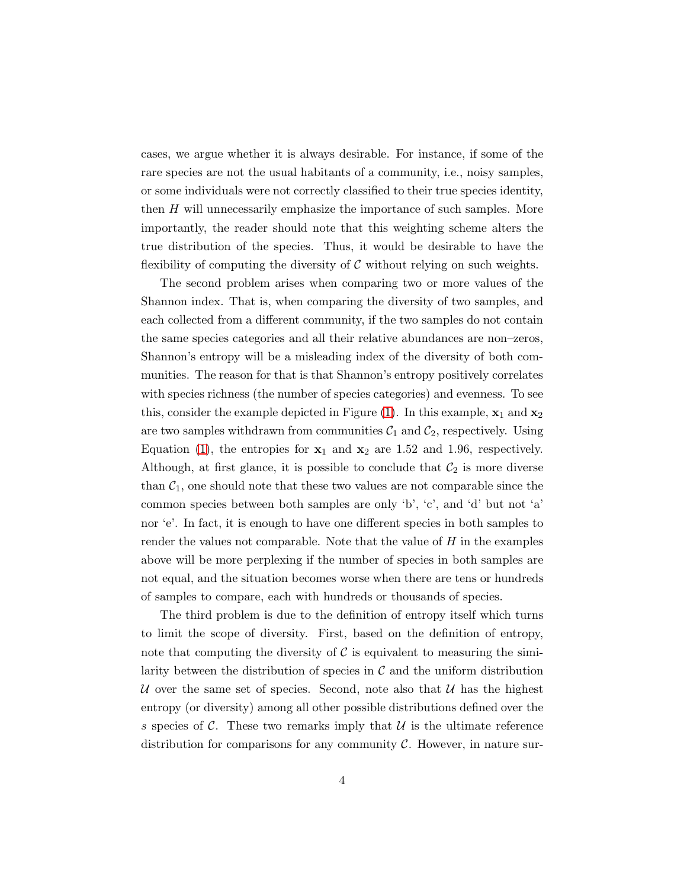cases, we argue whether it is always desirable. For instance, if some of the rare species are not the usual habitants of a community, i.e., noisy samples, or some individuals were not correctly classified to their true species identity, then $H$ will unnecessarily emphasize the importance of such samples. More importantly, the reader should note that this weighting scheme alters the true distribution of the species. Thus, it would be desirable to have the flexibility of computing the diversity of $\mathcal{C}$ without relying on such weights.

The second problem arises when comparing two or more values of the Shannon index. That is, when comparing the diversity of two samples, and each collected from a different community, if the two samples do not contain the same species categories and all their relative abundances are non–zeros, Shannon's entropy will be a misleading index of the diversity of both communities. The reason for that is that Shannon's entropy positively correlates with species richness (the number of species categories) and evenness. To see this, consider the example depicted in Figure (1). In this example, $\mathbf{x}_1$ and $\mathbf{x}_2$ are two samples withdrawn from communities $\mathcal{C}_1$ and $\mathcal{C}_2$, respectively. Using Equation (1), the entropies for $\mathbf{x}_1$ and $\mathbf{x}_2$ are 1.52 and 1.96, respectively. Although, at first glance, it is possible to conclude that $\mathcal{C}_2$ is more diverse than $\mathcal{C}_1$, one should note that these two values are not comparable since the common species between both samples are only 'b', 'c', and 'd' but not 'a' nor 'e'. In fact, it is enough to have one different species in both samples to render the values not comparable. Note that the value of $H$ in the examples above will be more perplexing if the number of species in both samples are not equal, and the situation becomes worse when there are tens or hundreds of samples to compare, each with hundreds or thousands of species.

The third problem is due to the definition of entropy itself which turns to limit the scope of diversity. First, based on the definition of entropy, note that computing the diversity of $\mathcal{C}$ is equivalent to measuring the similarity between the distribution of species in $\mathcal{C}$ and the uniform distribution $\mathcal{U}$ over the same set of species. Second, note also that $\mathcal{U}$ has the highest entropy (or diversity) among all other possible distributions defined over the $s$ species of $\mathcal{C}$. These two remarks imply that $\mathcal{U}$ is the ultimate reference distribution for comparisons for any community $\mathcal{C}$. However, in nature sur-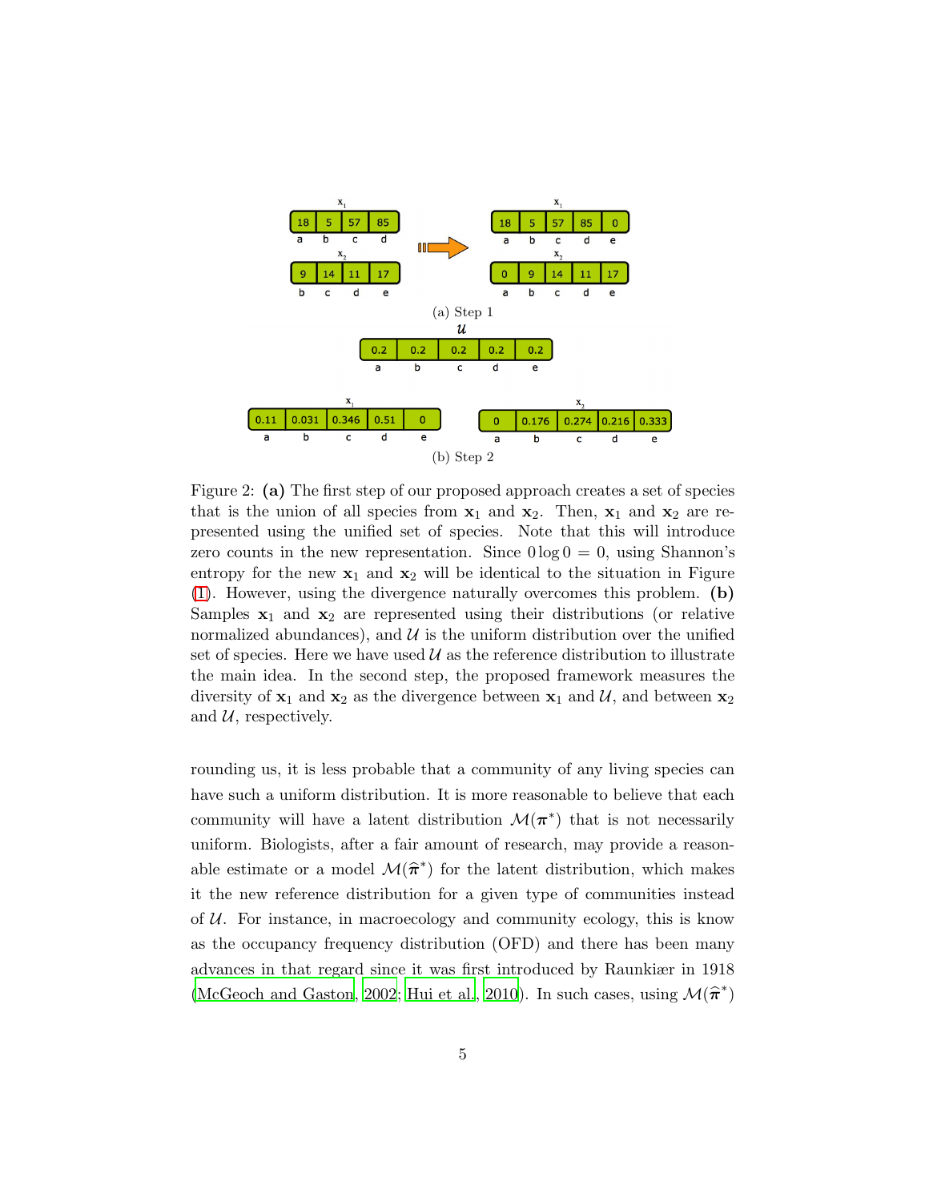Figure 2: **(a)** The first step of our proposed approach creates a set of species that is the union of all species from $\mathbf{x}_1$ and $\mathbf{x}_2$. Then, $\mathbf{x}_1$ and $\mathbf{x}_2$ are represented using the unified set of species. Note that this will introduce zero counts in the new representation. Since $0 \log 0 = 0$, using Shannon's entropy for the new $\mathbf{x}_1$ and $\mathbf{x}_2$ will be identical to the situation in Figure (1). However, using the divergence naturally overcomes this problem. **(b)** Samples $\mathbf{x}_1$ and $\mathbf{x}_2$ are represented using their distributions (or relative normalized abundances), and $\mathcal{U}$ is the uniform distribution over the unified set of species. Here we have used $\mathcal{U}$ as the reference distribution to illustrate the main idea. In the second step, the proposed framework measures the diversity of $\mathbf{x}_1$ and $\mathbf{x}_2$ as the divergence between $\mathbf{x}_1$ and $\mathcal{U}$, and between $\mathbf{x}_2$ and $\mathcal{U}$, respectively.

rounding us, it is less probable that a community of any living species can have such a uniform distribution. It is more reasonable to believe that each community will have a latent distribution $\mathcal{M}(\boldsymbol{\pi}^*)$ that is not necessarily uniform. Biologists, after a fair amount of research, may provide a reasonable estimate or a model $\mathcal{M}(\widehat{\boldsymbol{\pi}}^*)$ for the latent distribution, which makes it the new reference distribution for a given type of communities instead of $\mathcal{U}$. For instance, in macroecology and community ecology, this is know as the occupancy frequency distribution (OFD) and there has been many advances in that regard since it was first introduced by Raunkiær in 1918 (McGeoch and Gaston, 2002; Hui et al., 2010). In such cases, using $\mathcal{M}(\widehat{\boldsymbol{\pi}}^*)$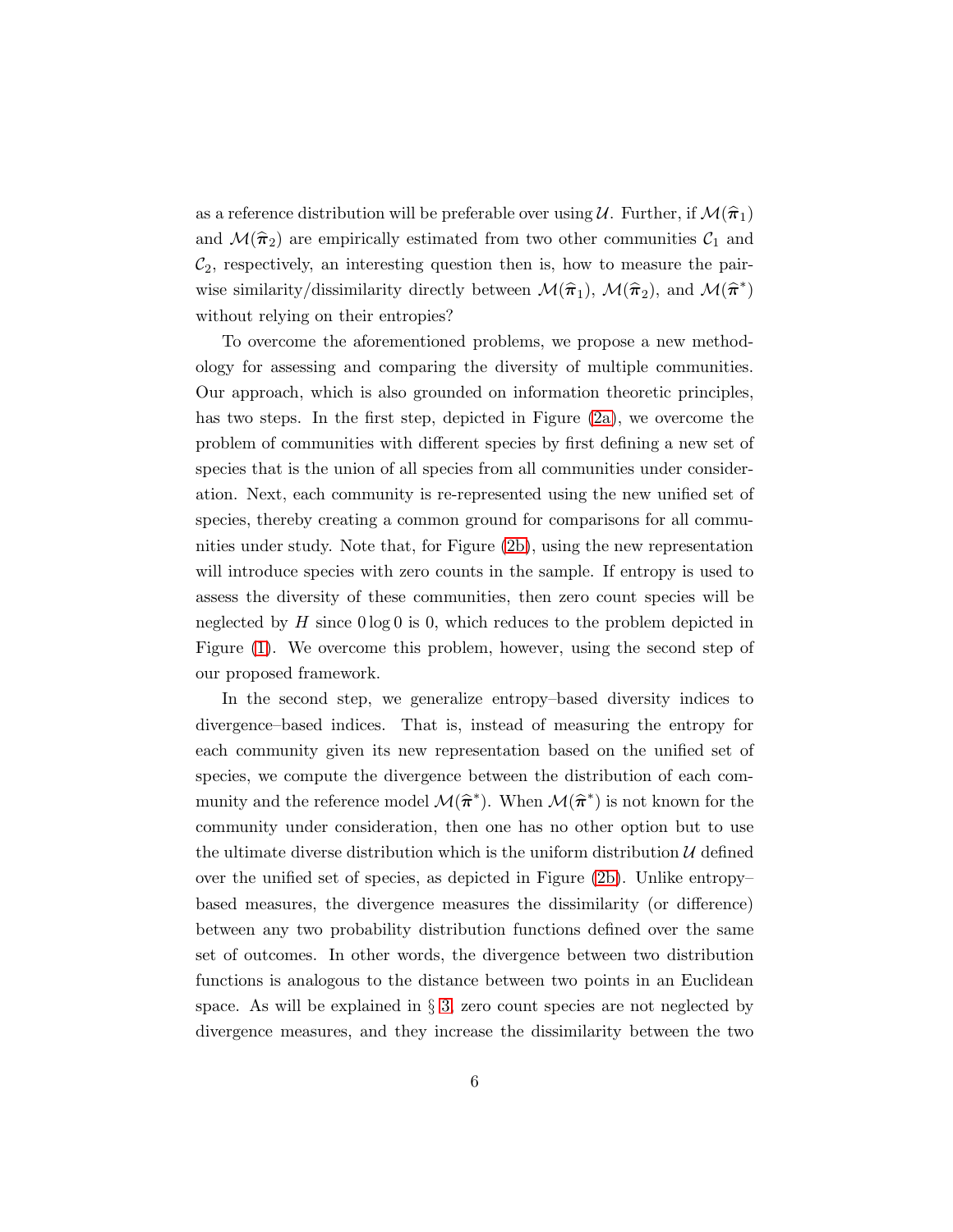as a reference distribution will be preferable over using $\mathcal{U}$. Further, if $\mathcal{M}(\widehat{\boldsymbol{\pi}}_1)$ and $\mathcal{M}(\widehat{\boldsymbol{\pi}}_2)$ are empirically estimated from two other communities $\mathcal{C}_1$ and $\mathcal{C}_2$, respectively, an interesting question then is, how to measure the pairwise similarity/dissimilarity directly between $\mathcal{M}(\widehat{\boldsymbol{\pi}}_1)$, $\mathcal{M}(\widehat{\boldsymbol{\pi}}_2)$, and $\mathcal{M}(\widehat{\boldsymbol{\pi}}^*)$ without relying on their entropies?

To overcome the aforementioned problems, we propose a new methodology for assessing and comparing the diversity of multiple communities. Our approach, which is also grounded on information theoretic principles, has two steps. In the first step, depicted in Figure (2a), we overcome the problem of communities with different species by first defining a new set of species that is the union of all species from all communities under consideration. Next, each community is re-represented using the new unified set of species, thereby creating a common ground for comparisons for all communities under study. Note that, for Figure (2b), using the new representation will introduce species with zero counts in the sample. If entropy is used to assess the diversity of these communities, then zero count species will be neglected by $H$ since $0 \log 0$ is 0, which reduces to the problem depicted in Figure (1). We overcome this problem, however, using the second step of our proposed framework.

In the second step, we generalize entropy–based diversity indices to divergence–based indices. That is, instead of measuring the entropy for each community given its new representation based on the unified set of species, we compute the divergence between the distribution of each community and the reference model $\mathcal{M}(\widehat{\boldsymbol{\pi}}^*)$. When $\mathcal{M}(\widehat{\boldsymbol{\pi}}^*)$ is not known for the community under consideration, then one has no other option but to use the ultimate diverse distribution which is the uniform distribution $\mathcal{U}$ defined over the unified set of species, as depicted in Figure (2b). Unlike entropy–based measures, the divergence measures the dissimilarity (or difference) between any two probability distribution functions defined over the same set of outcomes. In other words, the divergence between two distribution functions is analogous to the distance between two points in an Euclidean space. As will be explained in § 3, zero count species are not neglected by divergence measures, and they increase the dissimilarity between the two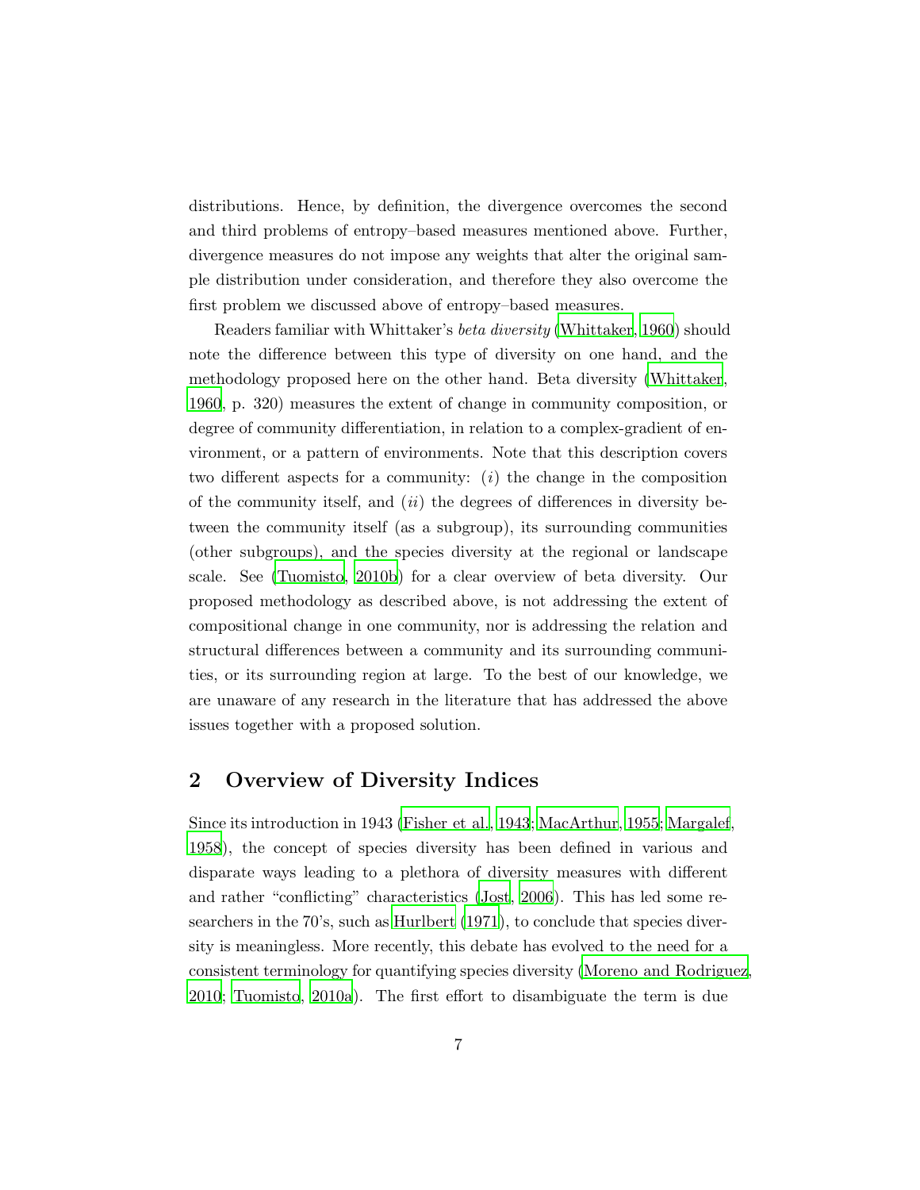distributions. Hence, by definition, the divergence overcomes the second and third problems of entropy–based measures mentioned above. Further, divergence measures do not impose any weights that alter the original sample distribution under consideration, and therefore they also overcome the first problem we discussed above of entropy–based measures.

Readers familiar with Whittaker's *beta diversity* (Whittaker, 1960) should note the difference between this type of diversity on one hand, and the methodology proposed here on the other hand. Beta diversity (Whittaker, 1960, p. 320) measures the extent of change in community composition, or degree of community differentiation, in relation to a complex-gradient of environment, or a pattern of environments. Note that this description covers two different aspects for a community: (*i*) the change in the composition of the community itself, and (*ii*) the degrees of differences in diversity between the community itself (as a subgroup), its surrounding communities (other subgroups), and the species diversity at the regional or landscape scale. See (Tuomisto, 2010b) for a clear overview of beta diversity. Our proposed methodology as described above, is not addressing the extent of compositional change in one community, nor is addressing the relation and structural differences between a community and its surrounding communities, or its surrounding region at large. To the best of our knowledge, we are unaware of any research in the literature that has addressed the above issues together with a proposed solution.

## 2 Overview of Diversity Indices

Since its introduction in 1943 (Fisher et al., 1943; MacArthur, 1955; Margalef, 1958), the concept of species diversity has been defined in various and disparate ways leading to a plethora of diversity measures with different and rather "conflicting" characteristics (Jost, 2006). This has led some researchers in the 70's, such as Hurlbert (1971), to conclude that species diversity is meaningless. More recently, this debate has evolved to the need for a consistent terminology for quantifying species diversity (Moreno and Rodriguez, 2010; Tuomisto, 2010a). The first effort to disambiguate the term is due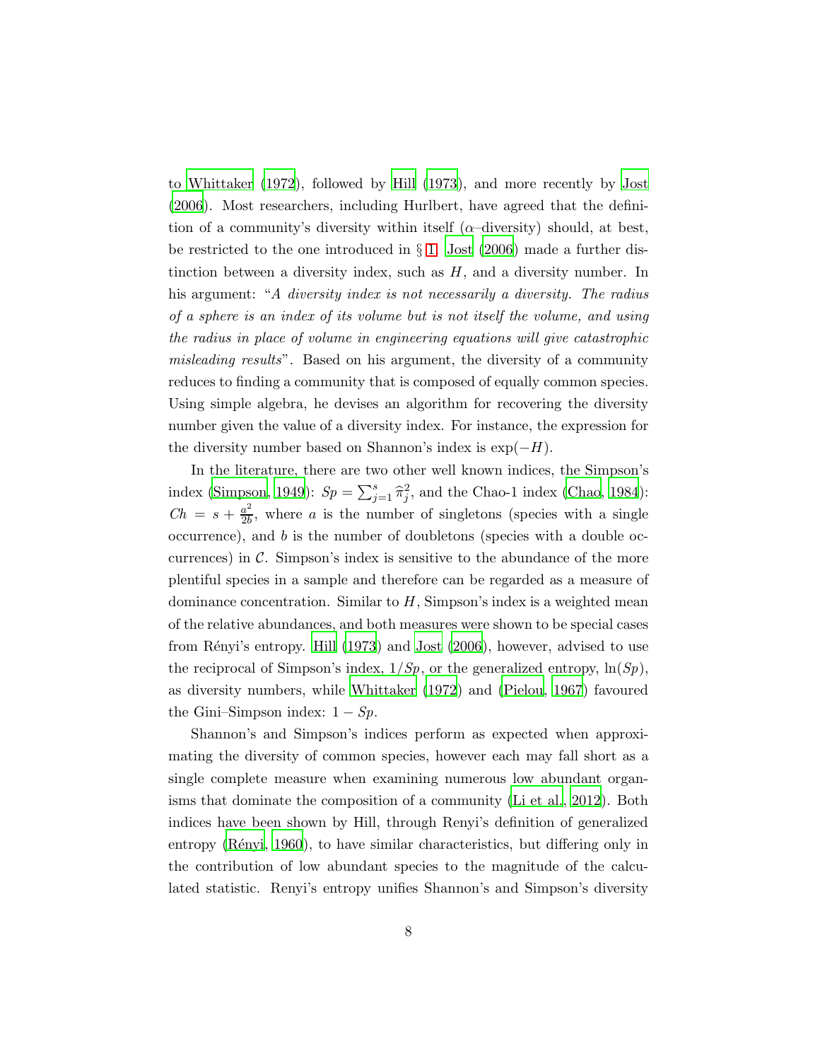to Whittaker (1972), followed by Hill (1973), and more recently by Jost (2006). Most researchers, including Hurlbert, have agreed that the definition of a community's diversity within itself ($\alpha$–diversity) should, at best, be restricted to the one introduced in § 1. Jost (2006) made a further distinction between a diversity index, such as $H$, and a diversity number. In his argument: "*A diversity index is not necessarily a diversity. The radius of a sphere is an index of its volume but is not itself the volume, and using the radius in place of volume in engineering equations will give catastrophic misleading results*". Based on his argument, the diversity of a community reduces to finding a community that is composed of equally common species. Using simple algebra, he devises an algorithm for recovering the diversity number given the value of a diversity index. For instance, the expression for the diversity number based on Shannon's index is $\exp(-H)$.

In the literature, there are two other well known indices, the Simpson's index (Simpson, 1949): $Sp = \sum_{j=1}^{s} \widehat{\pi}_j^2$, and the Chao-1 index (Chao, 1984): $Ch = s + \frac{a^2}{2b}$, where $a$ is the number of singletons (species with a single occurrence), and $b$ is the number of doubletons (species with a double occurrences) in $\mathcal{C}$. Simpson's index is sensitive to the abundance of the more plentiful species in a sample and therefore can be regarded as a measure of dominance concentration. Similar to $H$, Simpson's index is a weighted mean of the relative abundances, and both measures were shown to be special cases from Rényi's entropy. Hill (1973) and Jost (2006), however, advised to use the reciprocal of Simpson's index, $1/Sp$, or the generalized entropy, $\ln(Sp)$, as diversity numbers, while Whittaker (1972) and (Pielou, 1967) favoured the Gini–Simpson index: $1 - Sp$.

Shannon's and Simpson's indices perform as expected when approximating the diversity of common species, however each may fall short as a single complete measure when examining numerous low abundant organisms that dominate the composition of a community (Li et al., 2012). Both indices have been shown by Hill, through Renyi's definition of generalized entropy (Rényi, 1960), to have similar characteristics, but differing only in the contribution of low abundant species to the magnitude of the calculated statistic. Renyi's entropy unifies Shannon's and Simpson's diversity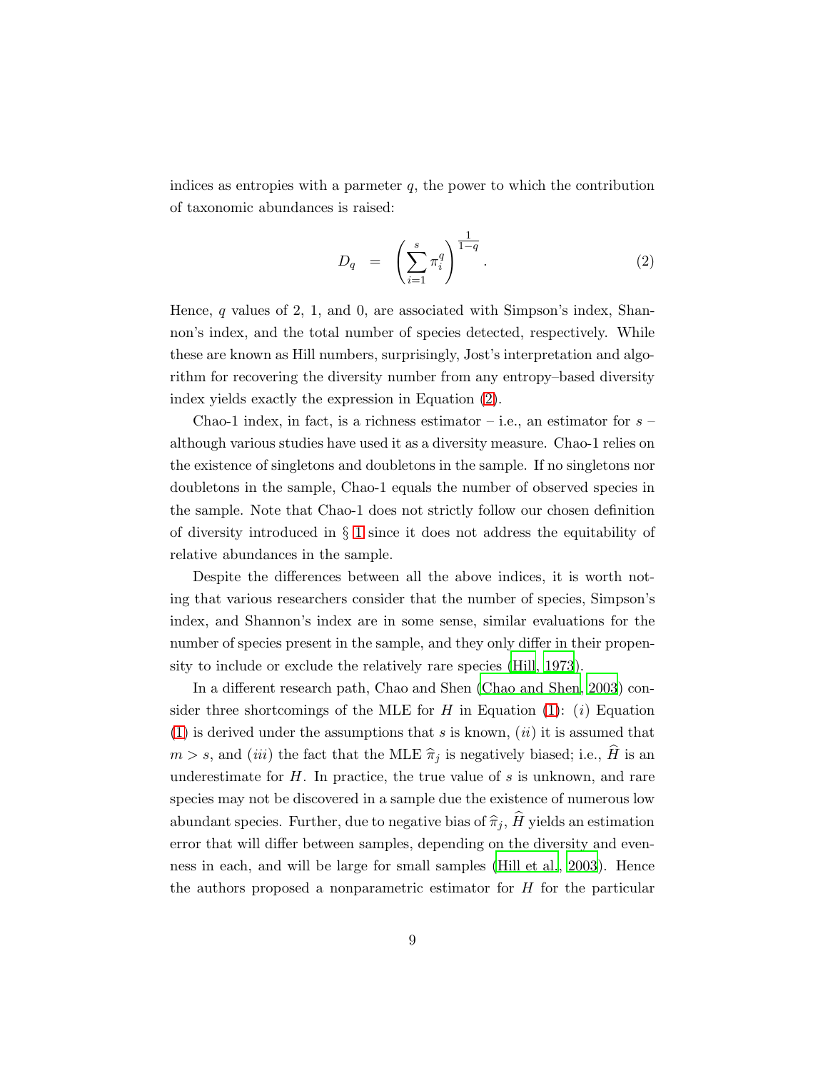indices as entropies with a parmeter $q$, the power to which the contribution of taxonomic abundances is raised:

$$D_q = \left( \sum_{i=1}^{s} \pi_i^q \right)^{\frac{1}{1-q}}. \tag{2}$$

Hence, $q$ values of 2, 1, and 0, are associated with Simpson's index, Shannon's index, and the total number of species detected, respectively. While these are known as Hill numbers, surprisingly, Jost's interpretation and algorithm for recovering the diversity number from any entropy–based diversity index yields exactly the expression in Equation (2).

Chao-1 index, in fact, is a richness estimator – i.e., an estimator for $s$ – although various studies have used it as a diversity measure. Chao-1 relies on the existence of singletons and doubletons in the sample. If no singletons nor doubletons in the sample, Chao-1 equals the number of observed species in the sample. Note that Chao-1 does not strictly follow our chosen definition of diversity introduced in § 1 since it does not address the equitability of relative abundances in the sample.

Despite the differences between all the above indices, it is worth noting that various researchers consider that the number of species, Simpson's index, and Shannon's index are in some sense, similar evaluations for the number of species present in the sample, and they only differ in their propensity to include or exclude the relatively rare species (Hill, 1973).

In a different research path, Chao and Shen (Chao and Shen, 2003) consider three shortcomings of the MLE for $H$ in Equation (1): $(i)$ Equation (1) is derived under the assumptions that $s$ is known, $(ii)$ it is assumed that $m > s$, and $(iii)$ the fact that the MLE $\widehat{\pi}_j$ is negatively biased; i.e., $\widehat{H}$ is an underestimate for $H$. In practice, the true value of $s$ is unknown, and rare species may not be discovered in a sample due the existence of numerous low abundant species. Further, due to negative bias of $\widehat{\pi}_j$, $\widehat{H}$ yields an estimation error that will differ between samples, depending on the diversity and evenness in each, and will be large for small samples (Hill et al., 2003). Hence the authors proposed a nonparametric estimator for $H$ for the particular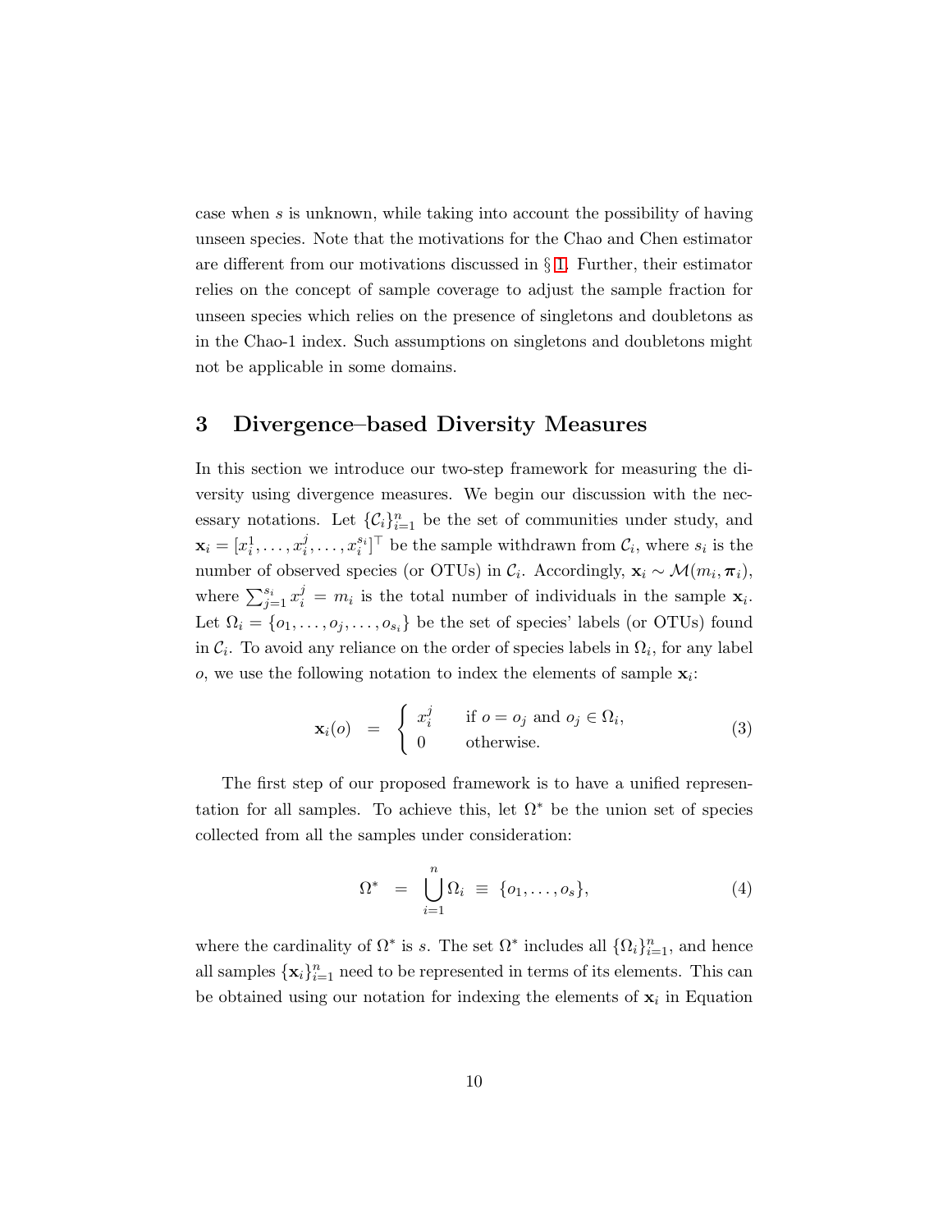case when $s$ is unknown, while taking into account the possibility of having unseen species. Note that the motivations for the Chao and Chen estimator are different from our motivations discussed in § 1. Further, their estimator relies on the concept of sample coverage to adjust the sample fraction for unseen species which relies on the presence of singletons and doubletons as in the Chao-1 index. Such assumptions on singletons and doubletons might not be applicable in some domains.

## 3 Divergence–based Diversity Measures

In this section we introduce our two-step framework for measuring the diversity using divergence measures. We begin our discussion with the necessary notations. Let $\{\mathcal{C}_i\}_{i=1}^n$ be the set of communities under study, and $\mathbf{x}_i = [x_i^1, \ldots, x_i^j, \ldots, x_i^{s_i}]^\top$ be the sample withdrawn from $\mathcal{C}_i$, where $s_i$ is the number of observed species (or OTUs) in $\mathcal{C}_i$. Accordingly, $\mathbf{x}_i \sim \mathcal{M}(m_i, \boldsymbol{\pi}_i)$, where $\sum_{j=1}^{s_i} x_i^j = m_i$ is the total number of individuals in the sample $\mathbf{x}_i$. Let $\Omega_i = \{o_1, \ldots, o_j, \ldots, o_{s_i}\}$ be the set of species' labels (or OTUs) found in $\mathcal{C}_i$. To avoid any reliance on the order of species labels in $\Omega_i$, for any label $o$, we use the following notation to index the elements of sample $\mathbf{x}_i$:

$$
\mathbf{x}_i(o) \;=\; \begin{cases} x_i^j & \text{if } o = o_j \text{ and } o_j \in \Omega_i, \\ 0 & \text{otherwise.} \end{cases} \tag{3}
$$

The first step of our proposed framework is to have a unified representation for all samples. To achieve this, let $\Omega^*$ be the union set of species collected from all the samples under consideration:

$$
\Omega^* \;=\; \bigcup_{i=1}^{n} \Omega_i \;\equiv\; \{o_1, \ldots, o_s\}, \tag{4}
$$

where the cardinality of $\Omega^*$ is $s$. The set $\Omega^*$ includes all $\{\Omega_i\}_{i=1}^n$, and hence all samples $\{\mathbf{x}_i\}_{i=1}^n$ need to be represented in terms of its elements. This can be obtained using our notation for indexing the elements of $\mathbf{x}_i$ in Equation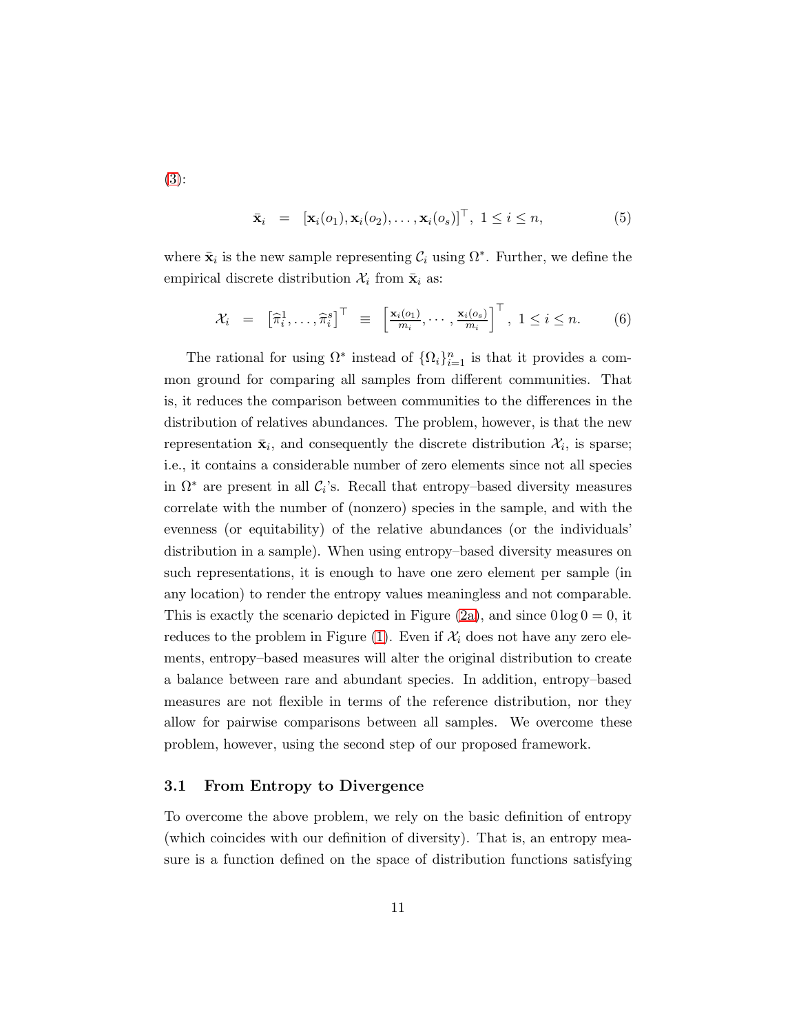(3):

$$\bar{\mathbf{x}}_i = [\mathbf{x}_i(o_1), \mathbf{x}_i(o_2), \ldots, \mathbf{x}_i(o_s)]^\top, \; 1 \leq i \leq n, \tag{5}$$

where $\bar{\mathbf{x}}_i$ is the new sample representing $\mathcal{C}_i$ using $\Omega^*$. Further, we define the empirical discrete distribution $\mathcal{X}_i$ from $\bar{\mathbf{x}}_i$ as:

$$\mathcal{X}_i = \left[\widehat{\pi}_i^1, \ldots, \widehat{\pi}_i^s\right]^\top \equiv \left[\frac{\mathbf{x}_i(o_1)}{m_i}, \cdots, \frac{\mathbf{x}_i(o_s)}{m_i}\right]^\top, \; 1 \leq i \leq n. \tag{6}$$

The rational for using $\Omega^*$ instead of $\{\Omega_i\}_{i=1}^n$ is that it provides a common ground for comparing all samples from different communities. That is, it reduces the comparison between communities to the differences in the distribution of relatives abundances. The problem, however, is that the new representation $\bar{\mathbf{x}}_i$, and consequently the discrete distribution $\mathcal{X}_i$, is sparse; i.e., it contains a considerable number of zero elements since not all species in $\Omega^*$ are present in all $\mathcal{C}_i$'s. Recall that entropy–based diversity measures correlate with the number of (nonzero) species in the sample, and with the evenness (or equitability) of the relative abundances (or the individuals' distribution in a sample). When using entropy–based diversity measures on such representations, it is enough to have one zero element per sample (in any location) to render the entropy values meaningless and not comparable. This is exactly the scenario depicted in Figure (2a), and since $0 \log 0 = 0$, it reduces to the problem in Figure (1). Even if $\mathcal{X}_i$ does not have any zero elements, entropy–based measures will alter the original distribution to create a balance between rare and abundant species. In addition, entropy–based measures are not flexible in terms of the reference distribution, nor they allow for pairwise comparisons between all samples. We overcome these problem, however, using the second step of our proposed framework.

### 3.1 From Entropy to Divergence

To overcome the above problem, we rely on the basic definition of entropy (which coincides with our definition of diversity). That is, an entropy measure is a function defined on the space of distribution functions satisfying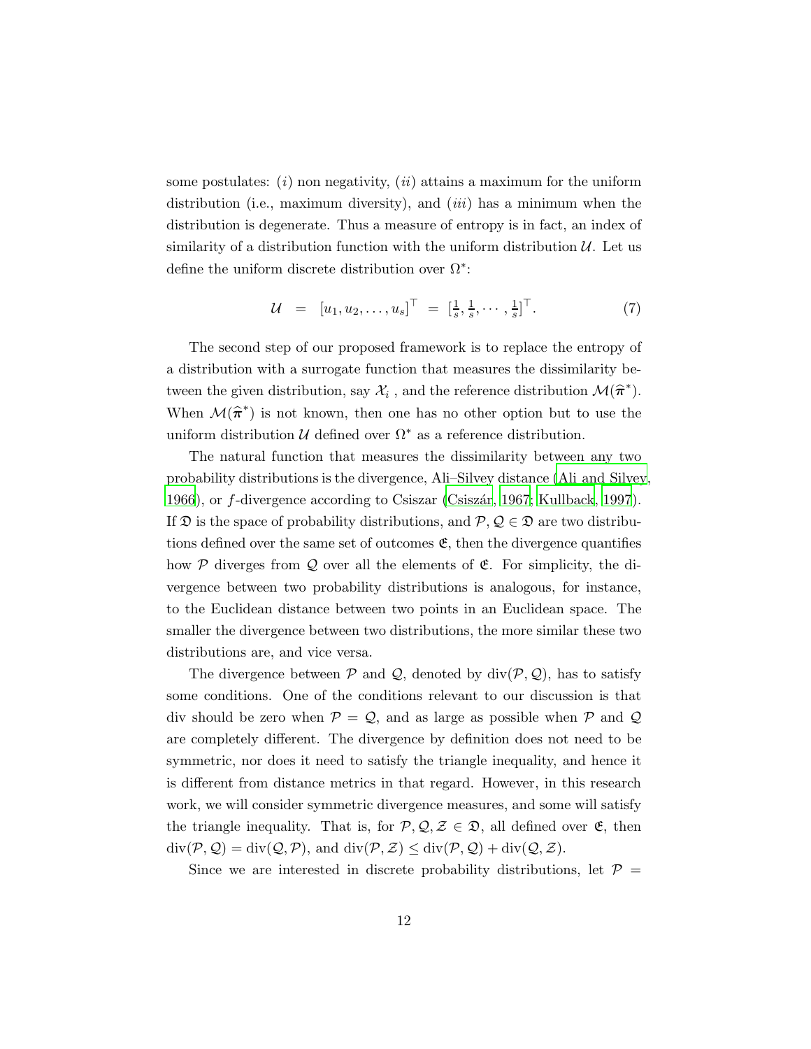some postulates: $(i)$ non negativity, $(ii)$ attains a maximum for the uniform distribution (i.e., maximum diversity), and $(iii)$ has a minimum when the distribution is degenerate. Thus a measure of entropy is in fact, an index of similarity of a distribution function with the uniform distribution $\mathcal{U}$. Let us define the uniform discrete distribution over $\Omega^*$:

$$\mathcal{U} \;=\; [u_1, u_2, \ldots, u_s]^\top \;=\; [\tfrac{1}{s}, \tfrac{1}{s}, \cdots, \tfrac{1}{s}]^\top. \tag{7}$$

The second step of our proposed framework is to replace the entropy of a distribution with a surrogate function that measures the dissimilarity between the given distribution, say $\mathcal{X}_i$ , and the reference distribution $\mathcal{M}(\widehat{\boldsymbol{\pi}}^*)$. When $\mathcal{M}(\widehat{\boldsymbol{\pi}}^*)$ is not known, then one has no other option but to use the uniform distribution $\mathcal{U}$ defined over $\Omega^*$ as a reference distribution.

The natural function that measures the dissimilarity between any two probability distributions is the divergence, Ali–Silvey distance (Ali and Silvey, 1966), or $f$-divergence according to Csiszar (Csiszár, 1967; Kullback, 1997). If $\mathfrak{D}$ is the space of probability distributions, and $\mathcal{P}, \mathcal{Q} \in \mathfrak{D}$ are two distributions defined over the same set of outcomes $\mathfrak{E}$, then the divergence quantifies how $\mathcal{P}$ diverges from $\mathcal{Q}$ over all the elements of $\mathfrak{E}$. For simplicity, the divergence between two probability distributions is analogous, for instance, to the Euclidean distance between two points in an Euclidean space. The smaller the divergence between two distributions, the more similar these two distributions are, and vice versa.

The divergence between $\mathcal{P}$ and $\mathcal{Q}$, denoted by $\text{div}(\mathcal{P}, \mathcal{Q})$, has to satisfy some conditions. One of the conditions relevant to our discussion is that div should be zero when $\mathcal{P} = \mathcal{Q}$, and as large as possible when $\mathcal{P}$ and $\mathcal{Q}$ are completely different. The divergence by definition does not need to be symmetric, nor does it need to satisfy the triangle inequality, and hence it is different from distance metrics in that regard. However, in this research work, we will consider symmetric divergence measures, and some will satisfy the triangle inequality. That is, for $\mathcal{P}, \mathcal{Q}, \mathcal{Z} \in \mathfrak{D}$, all defined over $\mathfrak{E}$, then $\text{div}(\mathcal{P}, \mathcal{Q}) = \text{div}(\mathcal{Q}, \mathcal{P})$, and $\text{div}(\mathcal{P}, \mathcal{Z}) \leq \text{div}(\mathcal{P}, \mathcal{Q}) + \text{div}(\mathcal{Q}, \mathcal{Z})$.

Since we are interested in discrete probability distributions, let $\mathcal{P}$ =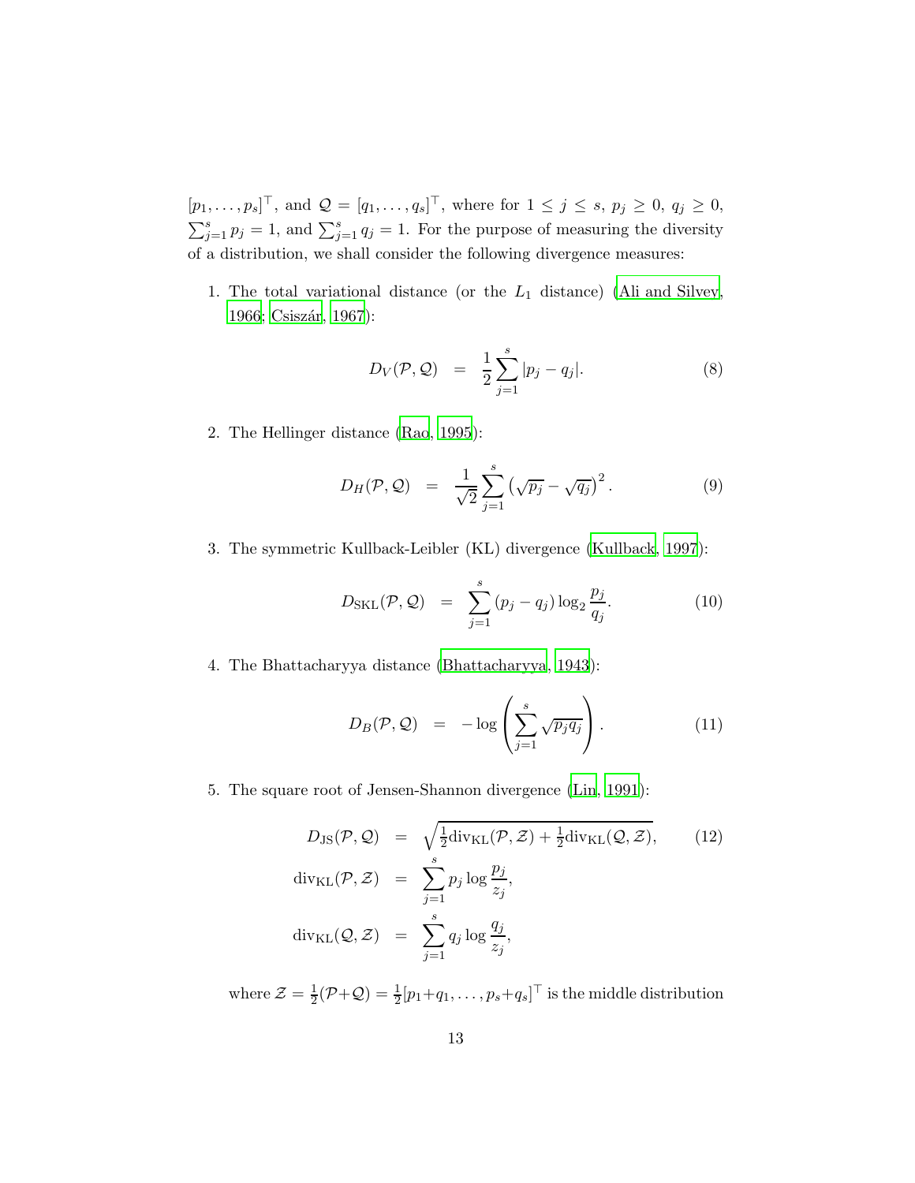$[p_1, \ldots, p_s]^\top$, and $\mathcal{Q} = [q_1, \ldots, q_s]^\top$, where for $1 \leq j \leq s$, $p_j \geq 0$, $q_j \geq 0$, $\sum_{j=1}^{s} p_j = 1$, and $\sum_{j=1}^{s} q_j = 1$. For the purpose of measuring the diversity of a distribution, we shall consider the following divergence measures:

1. The total variational distance (or the $L_1$ distance) (Ali and Silvey, 1966; Csiszár, 1967):

$$D_V(\mathcal{P}, \mathcal{Q}) = \frac{1}{2} \sum_{j=1}^{s} |p_j - q_j|. \tag{8}$$

2. The Hellinger distance (Rao, 1995):

$$D_H(\mathcal{P}, \mathcal{Q}) = \frac{1}{\sqrt{2}} \sum_{j=1}^{s} \left(\sqrt{p_j} - \sqrt{q_j}\right)^2. \tag{9}$$

3. The symmetric Kullback-Leibler (KL) divergence (Kullback, 1997):

$$D_{\mathrm{SKL}}(\mathcal{P}, \mathcal{Q}) = \sum_{j=1}^{s} (p_j - q_j) \log_2 \frac{p_j}{q_j}. \tag{10}$$

4. The Bhattacharyya distance (Bhattacharyya, 1943):

$$D_B(\mathcal{P}, \mathcal{Q}) = -\log \left( \sum_{j=1}^{s} \sqrt{p_j q_j} \right). \tag{11}$$

5. The square root of Jensen-Shannon divergence (Lin, 1991):

$$\begin{aligned} D_{\mathrm{JS}}(\mathcal{P}, \mathcal{Q}) &= \sqrt{\tfrac{1}{2}\mathrm{div}_{\mathrm{KL}}(\mathcal{P}, \mathcal{Z}) + \tfrac{1}{2}\mathrm{div}_{\mathrm{KL}}(\mathcal{Q}, \mathcal{Z})}, \\ \mathrm{div}_{\mathrm{KL}}(\mathcal{P}, \mathcal{Z}) &= \sum_{j=1}^{s} p_j \log \frac{p_j}{z_j}, \\ \mathrm{div}_{\mathrm{KL}}(\mathcal{Q}, \mathcal{Z}) &= \sum_{j=1}^{s} q_j \log \frac{q_j}{z_j}, \end{aligned} \tag{12}$$

   where $\mathcal{Z} = \frac{1}{2}(\mathcal{P}+\mathcal{Q}) = \frac{1}{2}[p_1+q_1, \ldots, p_s+q_s]^\top$ is the middle distribution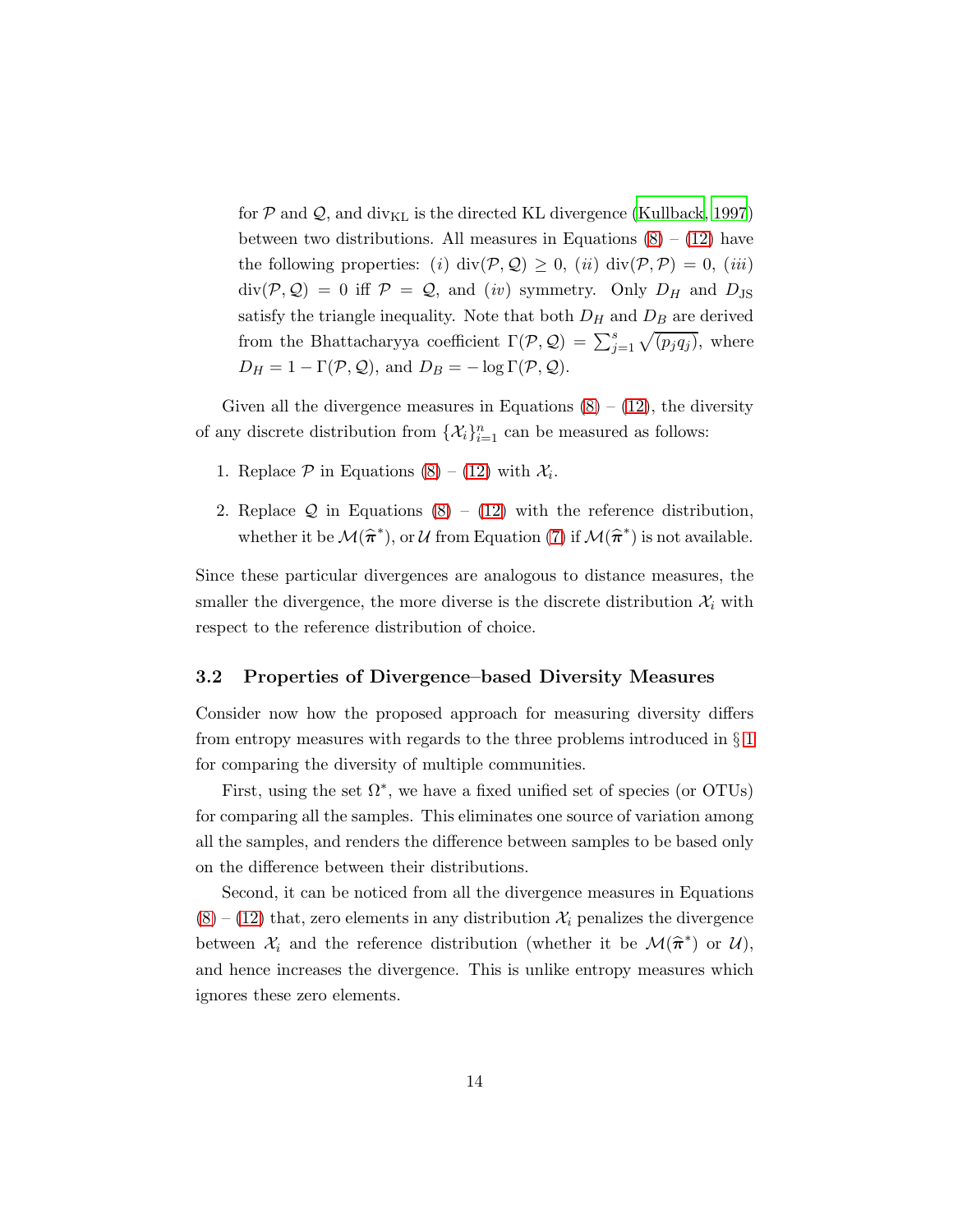for $\mathcal{P}$ and $\mathcal{Q}$, and $\text{div}_{\text{KL}}$ is the directed KL divergence (Kullback, 1997) between two distributions. All measures in Equations (8) – (12) have the following properties: (*i*) $\text{div}(\mathcal{P}, \mathcal{Q}) \geq 0$, (*ii*) $\text{div}(\mathcal{P}, \mathcal{P}) = 0$, (*iii*) $\text{div}(\mathcal{P}, \mathcal{Q}) = 0$ iff $\mathcal{P} = \mathcal{Q}$, and (*iv*) symmetry. Only $D_H$ and $D_{\text{JS}}$ satisfy the triangle inequality. Note that both $D_H$ and $D_B$ are derived from the Bhattacharyya coefficient $\Gamma(\mathcal{P}, \mathcal{Q}) = \sum_{j=1}^{s} \sqrt{(p_j q_j)}$, where $D_H = 1 - \Gamma(\mathcal{P}, \mathcal{Q})$, and $D_B = -\log \Gamma(\mathcal{P}, \mathcal{Q})$.

Given all the divergence measures in Equations (8) – (12), the diversity of any discrete distribution from $\{\mathcal{X}_i\}_{i=1}^{n}$ can be measured as follows:

1. Replace $\mathcal{P}$ in Equations (8) – (12) with $\mathcal{X}_i$.
2. Replace $\mathcal{Q}$ in Equations (8) – (12) with the reference distribution, whether it be $\mathcal{M}(\widehat{\boldsymbol{\pi}}^*)$, or $\mathcal{U}$ from Equation (7) if $\mathcal{M}(\widehat{\boldsymbol{\pi}}^*)$ is not available.

Since these particular divergences are analogous to distance measures, the smaller the divergence, the more diverse is the discrete distribution $\mathcal{X}_i$ with respect to the reference distribution of choice.

### 3.2 Properties of Divergence–based Diversity Measures

Consider now how the proposed approach for measuring diversity differs from entropy measures with regards to the three problems introduced in § 1 for comparing the diversity of multiple communities.

First, using the set $\Omega^*$, we have a fixed unified set of species (or OTUs) for comparing all the samples. This eliminates one source of variation among all the samples, and renders the difference between samples to be based only on the difference between their distributions.

Second, it can be noticed from all the divergence measures in Equations (8) – (12) that, zero elements in any distribution $\mathcal{X}_i$ penalizes the divergence between $\mathcal{X}_i$ and the reference distribution (whether it be $\mathcal{M}(\widehat{\boldsymbol{\pi}}^*)$ or $\mathcal{U}$), and hence increases the divergence. This is unlike entropy measures which ignores these zero elements.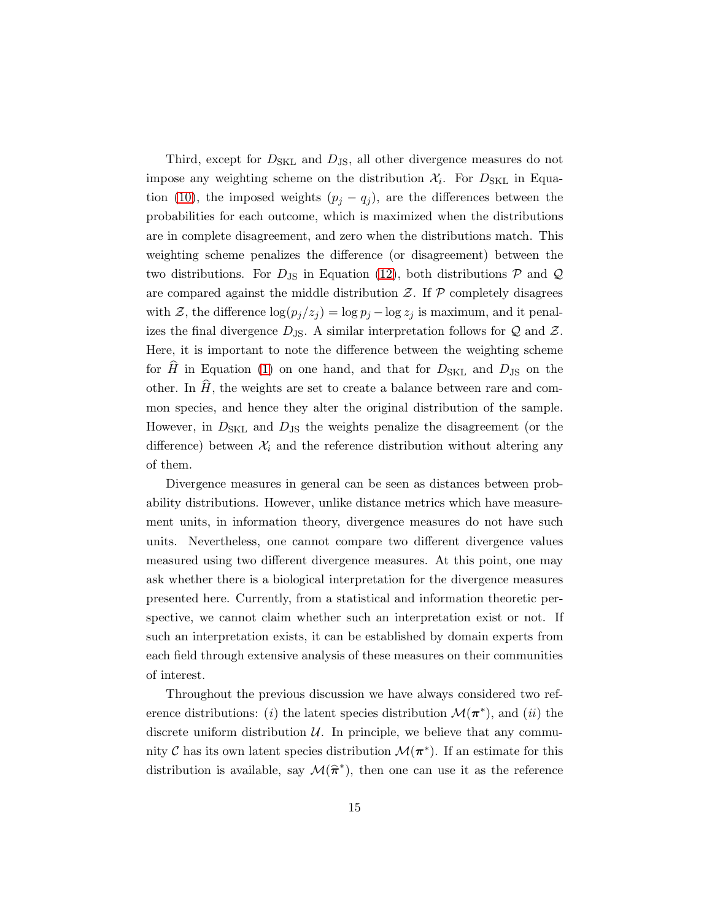Third, except for $D_{\text{SKL}}$ and $D_{\text{JS}}$, all other divergence measures do not impose any weighting scheme on the distribution $\mathcal{X}_i$. For $D_{\text{SKL}}$ in Equation (10), the imposed weights $(p_j - q_j)$, are the differences between the probabilities for each outcome, which is maximized when the distributions are in complete disagreement, and zero when the distributions match. This weighting scheme penalizes the difference (or disagreement) between the two distributions. For $D_{\text{JS}}$ in Equation (12), both distributions $\mathcal{P}$ and $\mathcal{Q}$ are compared against the middle distribution $\mathcal{Z}$. If $\mathcal{P}$ completely disagrees with $\mathcal{Z}$, the difference $\log(p_j/z_j) = \log p_j - \log z_j$ is maximum, and it penalizes the final divergence $D_{\text{JS}}$. A similar interpretation follows for $\mathcal{Q}$ and $\mathcal{Z}$. Here, it is important to note the difference between the weighting scheme for $\widehat{H}$ in Equation (1) on one hand, and that for $D_{\text{SKL}}$ and $D_{\text{JS}}$ on the other. In $\widehat{H}$, the weights are set to create a balance between rare and common species, and hence they alter the original distribution of the sample. However, in $D_{\text{SKL}}$ and $D_{\text{JS}}$ the weights penalize the disagreement (or the difference) between $\mathcal{X}_i$ and the reference distribution without altering any of them.

Divergence measures in general can be seen as distances between probability distributions. However, unlike distance metrics which have measurement units, in information theory, divergence measures do not have such units. Nevertheless, one cannot compare two different divergence values measured using two different divergence measures. At this point, one may ask whether there is a biological interpretation for the divergence measures presented here. Currently, from a statistical and information theoretic perspective, we cannot claim whether such an interpretation exist or not. If such an interpretation exists, it can be established by domain experts from each field through extensive analysis of these measures on their communities of interest.

Throughout the previous discussion we have always considered two reference distributions: $(i)$ the latent species distribution $\mathcal{M}(\boldsymbol{\pi}^*)$, and $(ii)$ the discrete uniform distribution $\mathcal{U}$. In principle, we believe that any community $\mathcal{C}$ has its own latent species distribution $\mathcal{M}(\boldsymbol{\pi}^*)$. If an estimate for this distribution is available, say $\mathcal{M}(\widehat{\boldsymbol{\pi}}^*)$, then one can use it as the reference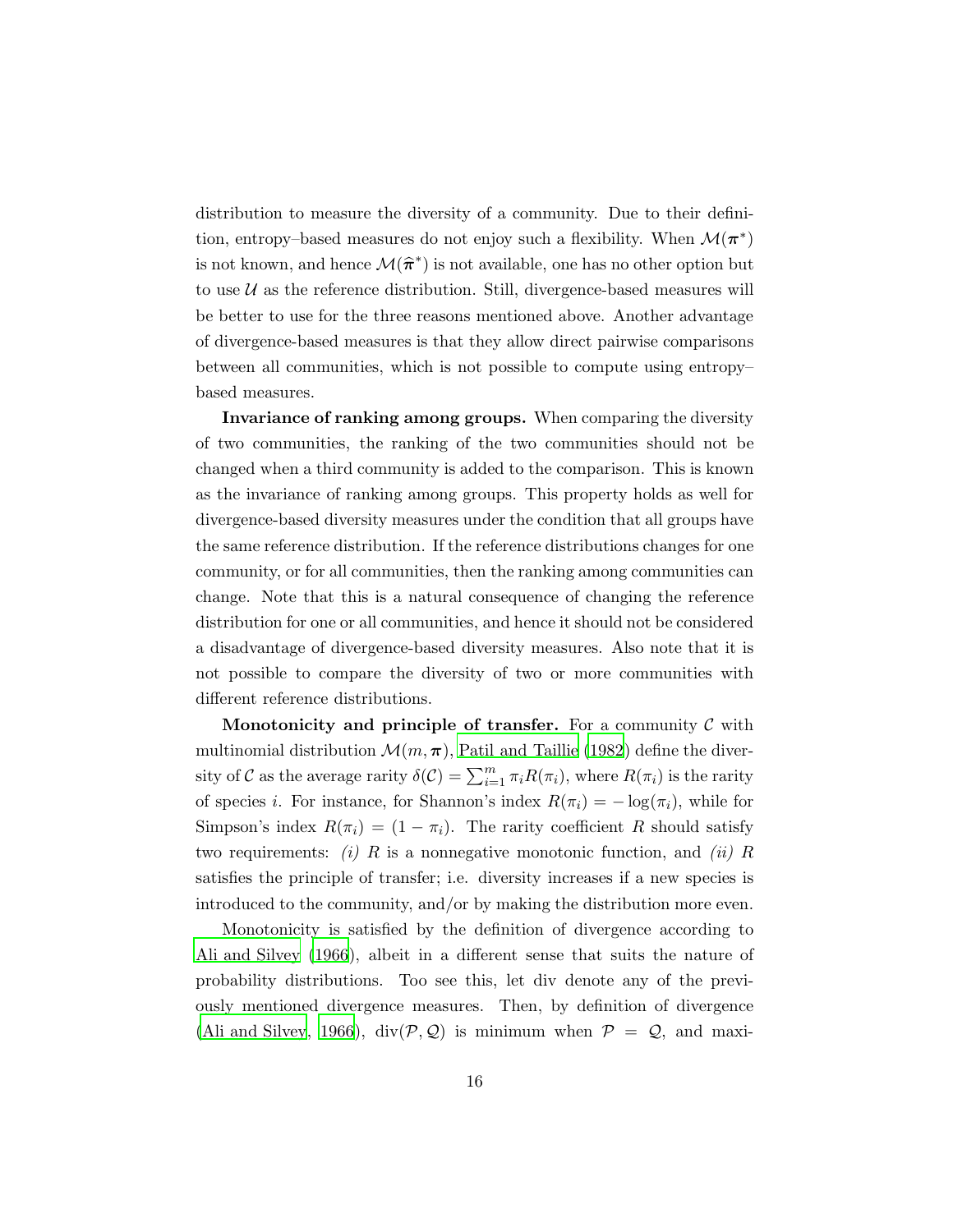distribution to measure the diversity of a community. Due to their definition, entropy–based measures do not enjoy such a flexibility. When $\mathcal{M}(\boldsymbol{\pi}^*)$ is not known, and hence $\mathcal{M}(\widehat{\boldsymbol{\pi}}^*)$ is not available, one has no other option but to use $\mathcal{U}$ as the reference distribution. Still, divergence-based measures will be better to use for the three reasons mentioned above. Another advantage of divergence-based measures is that they allow direct pairwise comparisons between all communities, which is not possible to compute using entropy–based measures.

**Invariance of ranking among groups.** When comparing the diversity of two communities, the ranking of the two communities should not be changed when a third community is added to the comparison. This is known as the invariance of ranking among groups. This property holds as well for divergence-based diversity measures under the condition that all groups have the same reference distribution. If the reference distributions changes for one community, or for all communities, then the ranking among communities can change. Note that this is a natural consequence of changing the reference distribution for one or all communities, and hence it should not be considered a disadvantage of divergence-based diversity measures. Also note that it is not possible to compare the diversity of two or more communities with different reference distributions.

**Monotonicity and principle of transfer.** For a community $\mathcal{C}$ with multinomial distribution $\mathcal{M}(m, \boldsymbol{\pi})$, Patil and Taillie (1982) define the diversity of $\mathcal{C}$ as the average rarity $\delta(\mathcal{C}) = \sum_{i=1}^{m} \pi_i R(\pi_i)$, where $R(\pi_i)$ is the rarity of species $i$. For instance, for Shannon's index $R(\pi_i) = -\log(\pi_i)$, while for Simpson's index $R(\pi_i) = (1 - \pi_i)$. The rarity coefficient $R$ should satisfy two requirements: *(i)* $R$ is a nonnegative monotonic function, and *(ii)* $R$ satisfies the principle of transfer; i.e. diversity increases if a new species is introduced to the community, and/or by making the distribution more even.

Monotonicity is satisfied by the definition of divergence according to Ali and Silvey (1966), albeit in a different sense that suits the nature of probability distributions. Too see this, let div denote any of the previously mentioned divergence measures. Then, by definition of divergence (Ali and Silvey, 1966), $\text{div}(\mathcal{P}, \mathcal{Q})$ is minimum when $\mathcal{P} = \mathcal{Q}$, and maxi-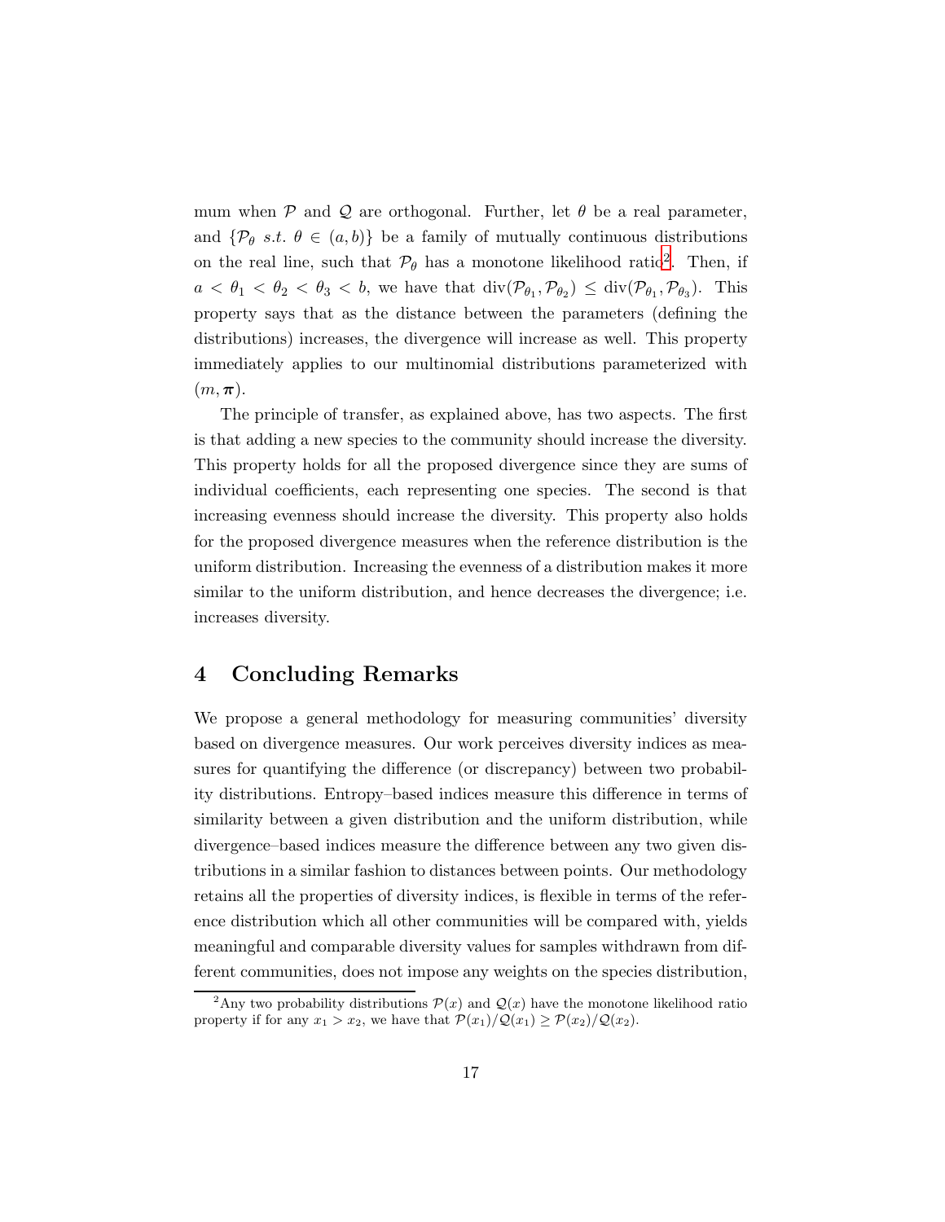mum when $\mathcal{P}$ and $\mathcal{Q}$ are orthogonal. Further, let $\theta$ be a real parameter, and $\{\mathcal{P}_\theta \ s.t. \ \theta \in (a,b)\}$ be a family of mutually continuous distributions on the real line, such that $\mathcal{P}_\theta$ has a monotone likelihood ratio[2]. Then, if $a < \theta_1 < \theta_2 < \theta_3 < b$, we have that $\text{div}(\mathcal{P}_{\theta_1}, \mathcal{P}_{\theta_2}) \leq \text{div}(\mathcal{P}_{\theta_1}, \mathcal{P}_{\theta_3})$. This property says that as the distance between the parameters (defining the distributions) increases, the divergence will increase as well. This property immediately applies to our multinomial distributions parameterized with $(m, \boldsymbol{\pi})$.

The principle of transfer, as explained above, has two aspects. The first is that adding a new species to the community should increase the diversity. This property holds for all the proposed divergence since they are sums of individual coefficients, each representing one species. The second is that increasing evenness should increase the diversity. This property also holds for the proposed divergence measures when the reference distribution is the uniform distribution. Increasing the evenness of a distribution makes it more similar to the uniform distribution, and hence decreases the divergence; i.e. increases diversity.

## 4 Concluding Remarks

We propose a general methodology for measuring communities' diversity based on divergence measures. Our work perceives diversity indices as measures for quantifying the difference (or discrepancy) between two probability distributions. Entropy–based indices measure this difference in terms of similarity between a given distribution and the uniform distribution, while divergence–based indices measure the difference between any two given distributions in a similar fashion to distances between points. Our methodology retains all the properties of diversity indices, is flexible in terms of the reference distribution which all other communities will be compared with, yields meaningful and comparable diversity values for samples withdrawn from different communities, does not impose any weights on the species distribution,

[2]Any two probability distributions $\mathcal{P}(x)$ and $\mathcal{Q}(x)$ have the monotone likelihood ratio property if for any $x_1 > x_2$, we have that $\mathcal{P}(x_1)/\mathcal{Q}(x_1) \geq \mathcal{P}(x_2)/\mathcal{Q}(x_2)$.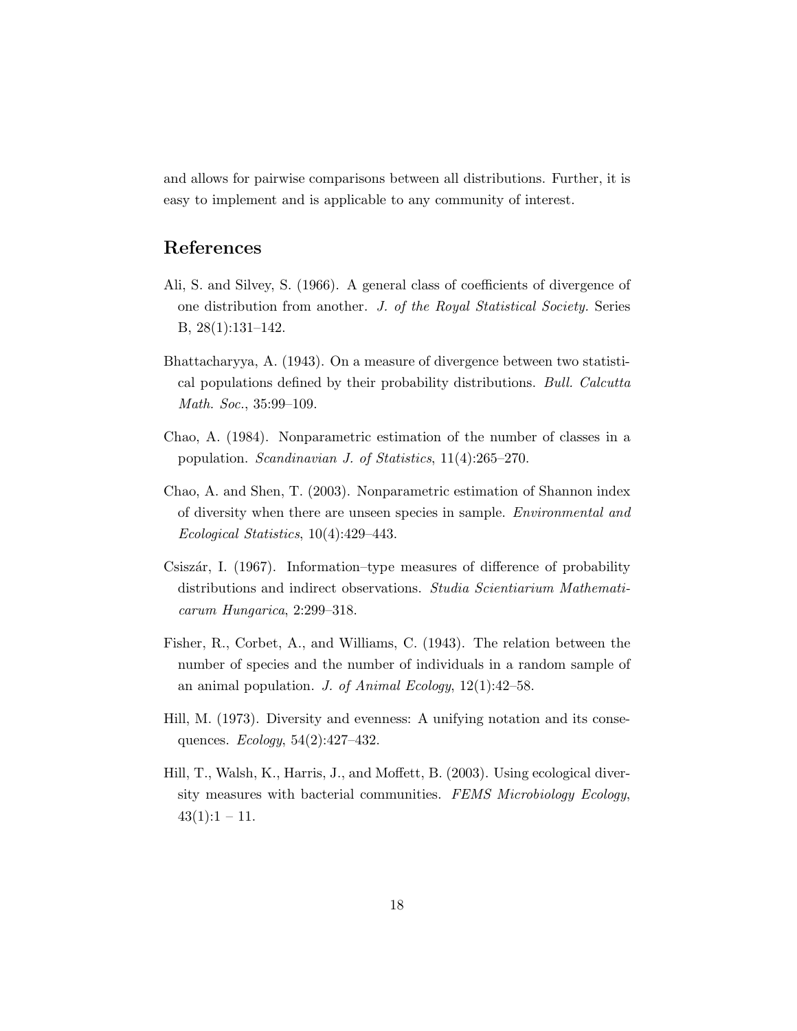and allows for pairwise comparisons between all distributions. Further, it is easy to implement and is applicable to any community of interest.

## References

Ali, S. and Silvey, S. (1966). A general class of coefficients of divergence of one distribution from another. *J. of the Royal Statistical Society.* Series B, 28(1):131–142.

Bhattacharyya, A. (1943). On a measure of divergence between two statistical populations defined by their probability distributions. *Bull. Calcutta Math. Soc.*, 35:99–109.

Chao, A. (1984). Nonparametric estimation of the number of classes in a population. *Scandinavian J. of Statistics*, 11(4):265–270.

Chao, A. and Shen, T. (2003). Nonparametric estimation of Shannon index of diversity when there are unseen species in sample. *Environmental and Ecological Statistics*, 10(4):429–443.

Csiszár, I. (1967). Information–type measures of difference of probability distributions and indirect observations. *Studia Scientiarium Mathematicarum Hungarica*, 2:299–318.

Fisher, R., Corbet, A., and Williams, C. (1943). The relation between the number of species and the number of individuals in a random sample of an animal population. *J. of Animal Ecology*, 12(1):42–58.

Hill, M. (1973). Diversity and evenness: A unifying notation and its consequences. *Ecology*, 54(2):427–432.

Hill, T., Walsh, K., Harris, J., and Moffett, B. (2003). Using ecological diversity measures with bacterial communities. *FEMS Microbiology Ecology*, 43(1):1 – 11.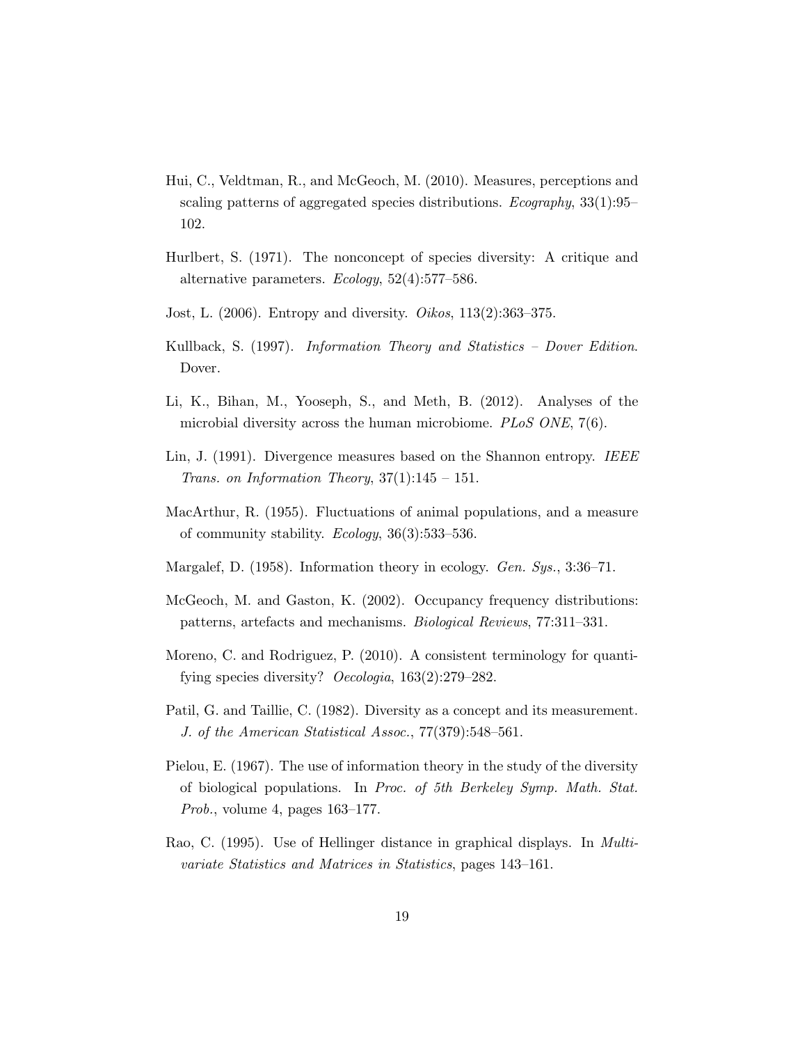Hui, C., Veldtman, R., and McGeoch, M. (2010). Measures, perceptions and scaling patterns of aggregated species distributions. *Ecography*, 33(1):95–102.

Hurlbert, S. (1971). The nonconcept of species diversity: A critique and alternative parameters. *Ecology*, 52(4):577–586.

Jost, L. (2006). Entropy and diversity. *Oikos*, 113(2):363–375.

Kullback, S. (1997). *Information Theory and Statistics – Dover Edition*. Dover.

Li, K., Bihan, M., Yooseph, S., and Meth, B. (2012). Analyses of the microbial diversity across the human microbiome. *PLoS ONE*, 7(6).

Lin, J. (1991). Divergence measures based on the Shannon entropy. *IEEE Trans. on Information Theory*, 37(1):145 – 151.

MacArthur, R. (1955). Fluctuations of animal populations, and a measure of community stability. *Ecology*, 36(3):533–536.

Margalef, D. (1958). Information theory in ecology. *Gen. Sys.*, 3:36–71.

McGeoch, M. and Gaston, K. (2002). Occupancy frequency distributions: patterns, artefacts and mechanisms. *Biological Reviews*, 77:311–331.

Moreno, C. and Rodriguez, P. (2010). A consistent terminology for quantifying species diversity? *Oecologia*, 163(2):279–282.

Patil, G. and Taillie, C. (1982). Diversity as a concept and its measurement. *J. of the American Statistical Assoc.*, 77(379):548–561.

Pielou, E. (1967). The use of information theory in the study of the diversity of biological populations. In *Proc. of 5th Berkeley Symp. Math. Stat. Prob.*, volume 4, pages 163–177.

Rao, C. (1995). Use of Hellinger distance in graphical displays. In *Multivariate Statistics and Matrices in Statistics*, pages 143–161.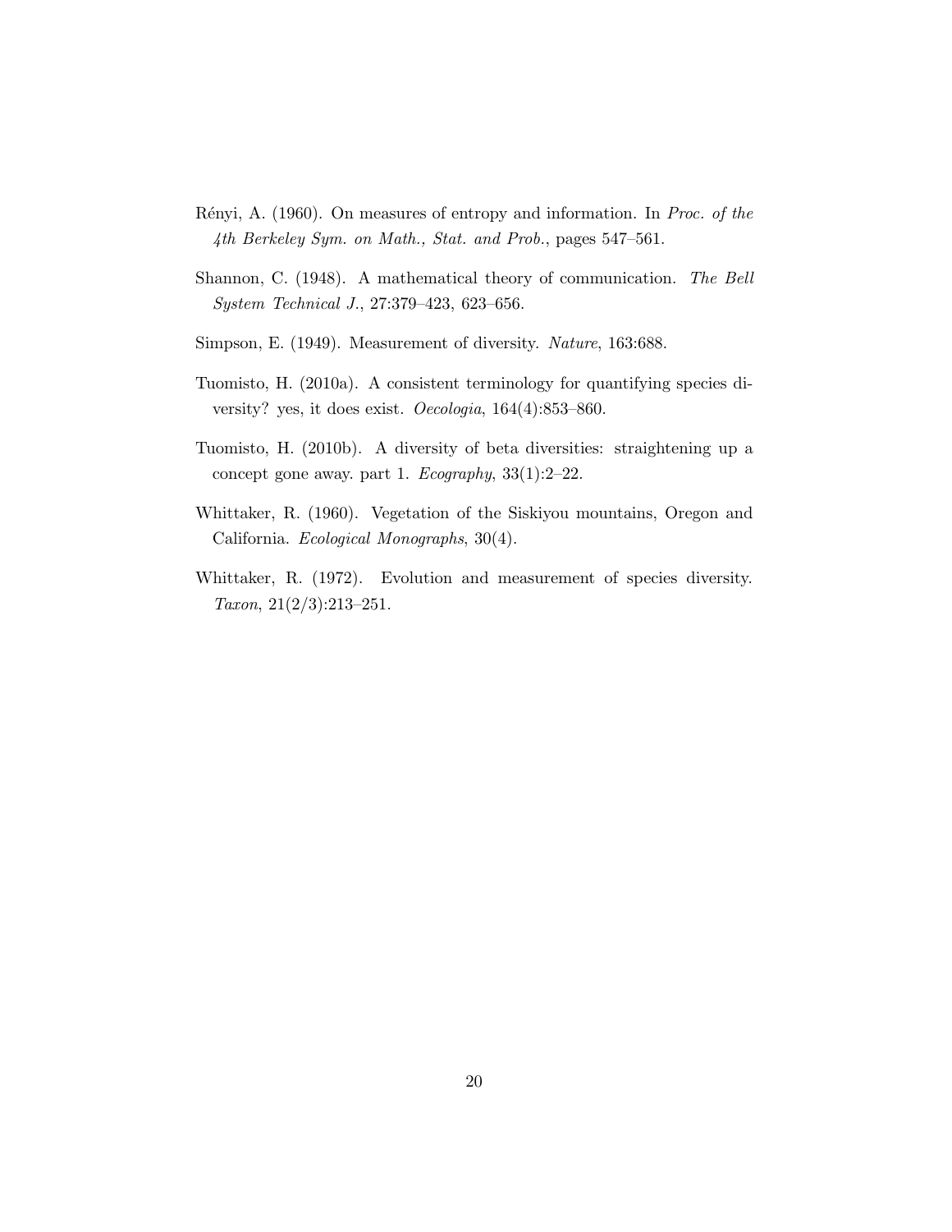Rényi, A. (1960). On measures of entropy and information. In *Proc. of the 4th Berkeley Sym. on Math., Stat. and Prob.*, pages 547–561.

Shannon, C. (1948). A mathematical theory of communication. *The Bell System Technical J.*, 27:379–423, 623–656.

Simpson, E. (1949). Measurement of diversity. *Nature*, 163:688.

Tuomisto, H. (2010a). A consistent terminology for quantifying species diversity? yes, it does exist. *Oecologia*, 164(4):853–860.

Tuomisto, H. (2010b). A diversity of beta diversities: straightening up a concept gone away. part 1. *Ecography*, 33(1):2–22.

Whittaker, R. (1960). Vegetation of the Siskiyou mountains, Oregon and California. *Ecological Monographs*, 30(4).

Whittaker, R. (1972). Evolution and measurement of species diversity. *Taxon*, 21(2/3):213–251.